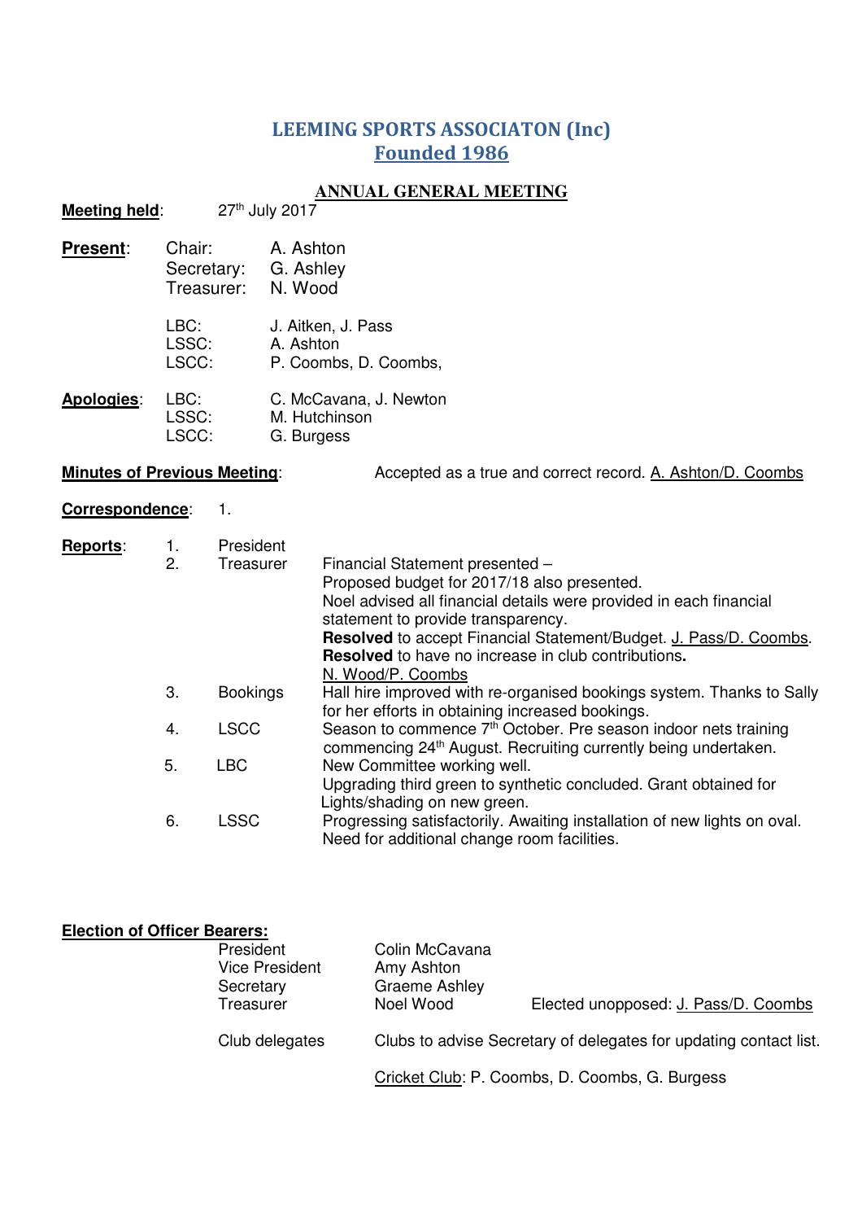# LEEMING SPORTS ASSOCIATON (Inc)
## Founded 1986

### ANNUAL GENERAL MEETING

**Meeting held**: 27th July 2017

**Present**:

| | |
|---|---|
| Chair: | A. Ashton |
| Secretary: | G. Ashley |
| Treasurer: | N. Wood |
| LBC: | J. Aitken, J. Pass |
| LSSC: | A. Ashton |
| LSCC: | P. Coombs, D. Coombs, |

**Apologies**:

| | |
|---|---|
| LBC: | C. McCavana, J. Newton |
| LSSC: | M. Hutchinson |
| LSCC: | G. Burgess |

**Minutes of Previous Meeting**: Accepted as a true and correct record. A. Ashton/D. Coombs

**Correspondence**: 1.

**Reports**:

1. President
2. Treasurer — Financial Statement presented –
   Proposed budget for 2017/18 also presented.
   Noel advised all financial details were provided in each financial statement to provide transparency.
   **Resolved** to accept Financial Statement/Budget. J. Pass/D. Coombs.
   **Resolved** to have no increase in club contributions**.**
   N. Wood/P. Coombs
3. Bookings — Hall hire improved with re-organised bookings system. Thanks to Sally for her efforts in obtaining increased bookings.
4. LSCC — Season to commence 7th October. Pre season indoor nets training commencing 24th August. Recruiting currently being undertaken.
5. LBC — New Committee working well.
   Upgrading third green to synthetic concluded. Grant obtained for Lights/shading on new green.
6. LSSC — Progressing satisfactorily. Awaiting installation of new lights on oval. Need for additional change room facilities.

**Election of Officer Bearers:**

| | |
|---|---|
| President | Colin McCavana |
| Vice President | Amy Ashton |
| Secretary | Graeme Ashley |
| Treasurer | Noel Wood |

Elected unopposed: J. Pass/D. Coombs

Club delegates — Clubs to advise Secretary of delegates for updating contact list.

Cricket Club: P. Coombs, D. Coombs, G. Burgess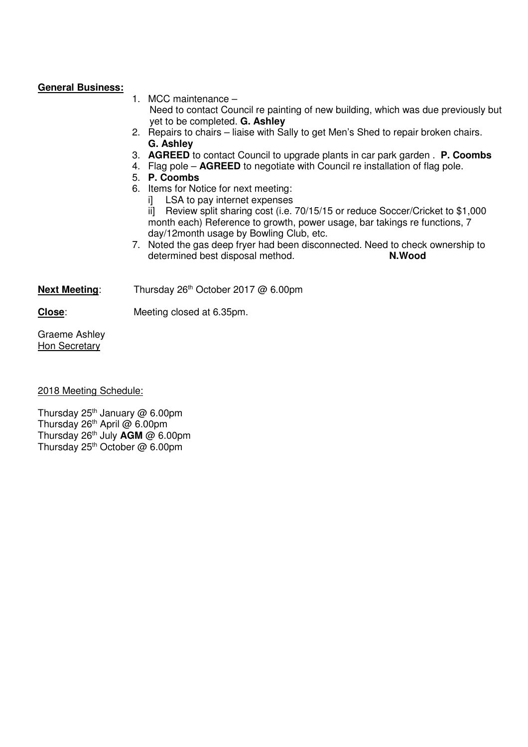**General Business:**

1. MCC maintenance –
   Need to contact Council re painting of new building, which was due previously but yet to be completed. **G. Ashley**
2. Repairs to chairs – liaise with Sally to get Men's Shed to repair broken chairs. **G. Ashley**
3. **AGREED** to contact Council to upgrade plants in car park garden . **P. Coombs**
4. Flag pole – **AGREED** to negotiate with Council re installation of flag pole.
5. **P. Coombs**
6. Items for Notice for next meeting:
   i] LSA to pay internet expenses
   ii] Review split sharing cost (i.e. 70/15/15 or reduce Soccer/Cricket to $1,000 month each) Reference to growth, power usage, bar takings re functions, 7 day/12month usage by Bowling Club, etc.
7. Noted the gas deep fryer had been disconnected. Need to check ownership to determined best disposal method. **N.Wood**

**Next Meeting**: Thursday 26th October 2017 @ 6.00pm

**Close**: Meeting closed at 6.35pm.

Graeme Ashley
Hon Secretary

2018 Meeting Schedule:

Thursday 25th January @ 6.00pm
Thursday 26th April @ 6.00pm
Thursday 26th July **AGM** @ 6.00pm
Thursday 25th October @ 6.00pm